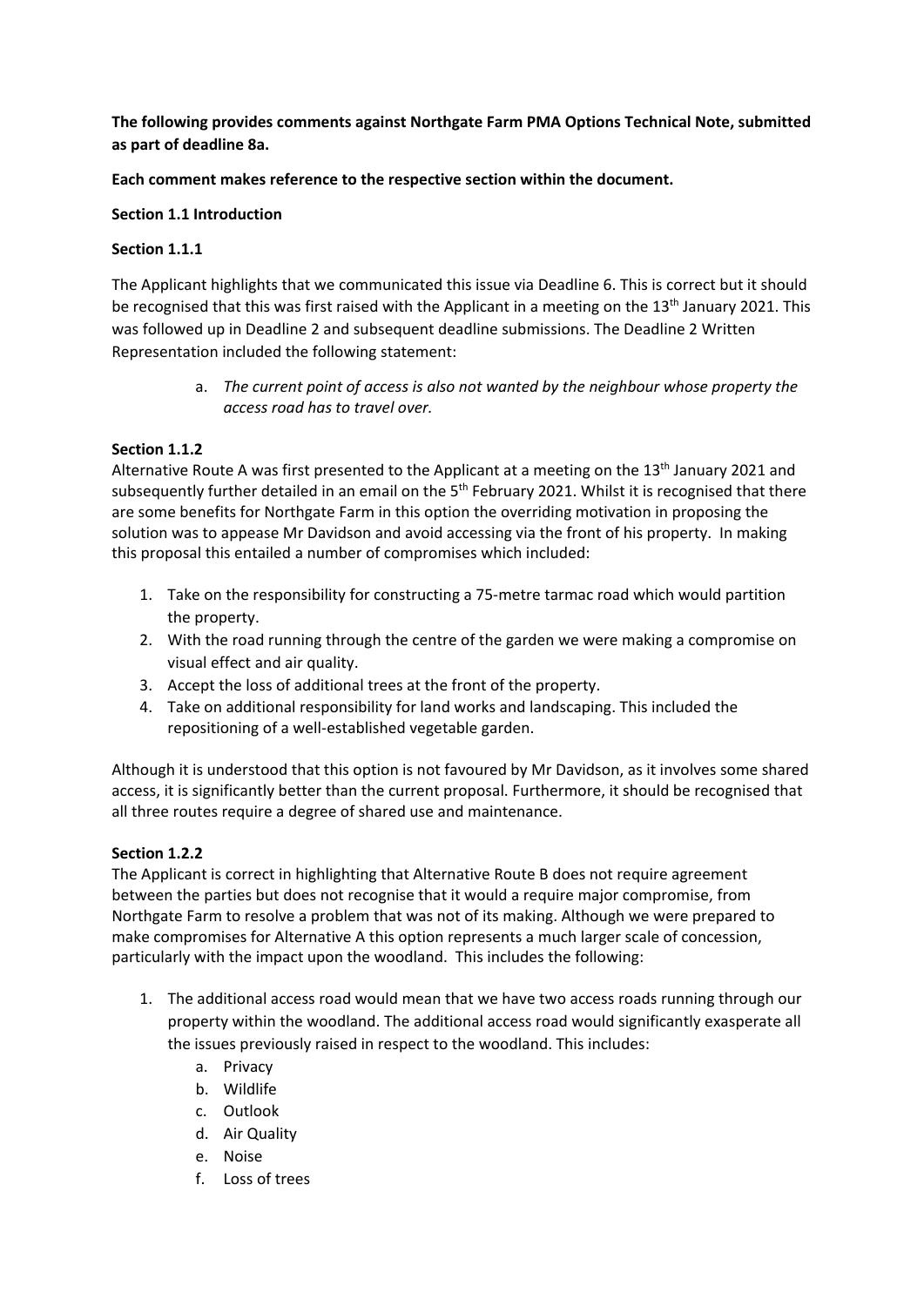**The following provides comments against Northgate Farm PMA Options Technical Note, submitted as part of deadline 8a.**

**Each comment makes reference to the respective section within the document.**

**Section 1.1 Introduction**

**Section 1.1.1**

The Applicant highlights that we communicated this issue via Deadline 6. This is correct but it should be recognised that this was first raised with the Applicant in a meeting on the 13th January 2021. This was followed up in Deadline 2 and subsequent deadline submissions. The Deadline 2 Written Representation included the following statement:

a. *The current point of access is also not wanted by the neighbour whose property the access road has to travel over.*

**Section 1.1.2**

Alternative Route A was first presented to the Applicant at a meeting on the 13th January 2021 and subsequently further detailed in an email on the 5th February 2021. Whilst it is recognised that there are some benefits for Northgate Farm in this option the overriding motivation in proposing the solution was to appease Mr Davidson and avoid accessing via the front of his property. In making this proposal this entailed a number of compromises which included:

1. Take on the responsibility for constructing a 75-metre tarmac road which would partition the property.
2. With the road running through the centre of the garden we were making a compromise on visual effect and air quality.
3. Accept the loss of additional trees at the front of the property.
4. Take on additional responsibility for land works and landscaping. This included the repositioning of a well-established vegetable garden.

Although it is understood that this option is not favoured by Mr Davidson, as it involves some shared access, it is significantly better than the current proposal. Furthermore, it should be recognised that all three routes require a degree of shared use and maintenance.

**Section 1.2.2**

The Applicant is correct in highlighting that Alternative Route B does not require agreement between the parties but does not recognise that it would a require major compromise, from Northgate Farm to resolve a problem that was not of its making. Although we were prepared to make compromises for Alternative A this option represents a much larger scale of concession, particularly with the impact upon the woodland. This includes the following:

1. The additional access road would mean that we have two access roads running through our property within the woodland. The additional access road would significantly exasperate all the issues previously raised in respect to the woodland. This includes:
   a. Privacy
   b. Wildlife
   c. Outlook
   d. Air Quality
   e. Noise
   f. Loss of trees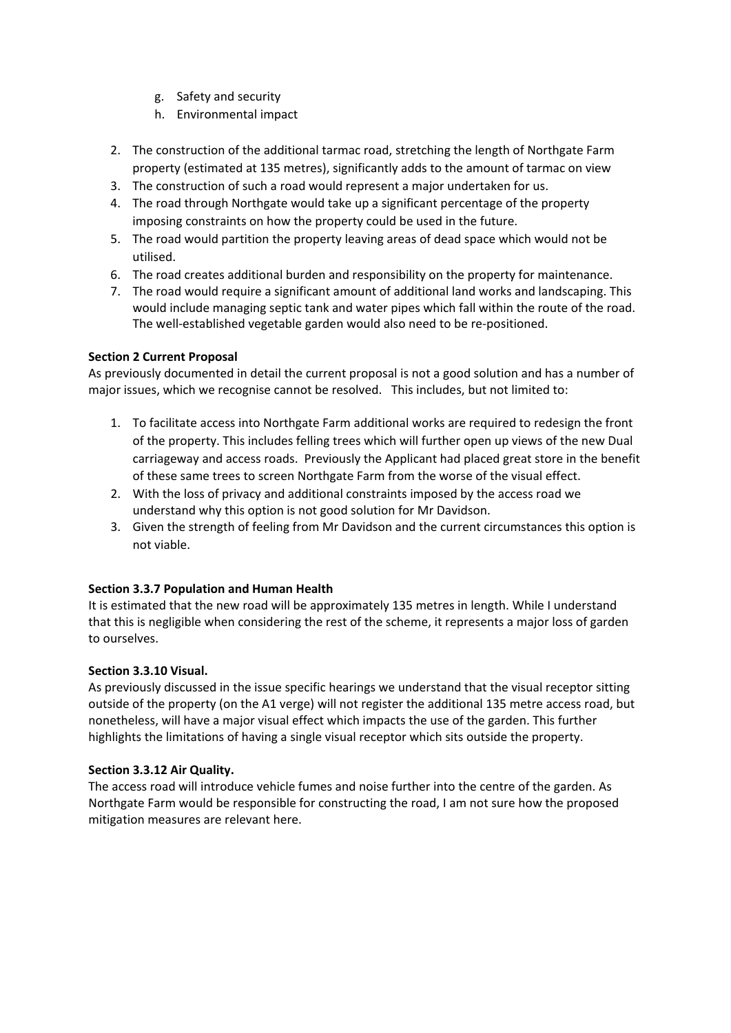g. Safety and security
   h. Environmental impact

2. The construction of the additional tarmac road, stretching the length of Northgate Farm property (estimated at 135 metres), significantly adds to the amount of tarmac on view
3. The construction of such a road would represent a major undertaken for us.
4. The road through Northgate would take up a significant percentage of the property imposing constraints on how the property could be used in the future.
5. The road would partition the property leaving areas of dead space which would not be utilised.
6. The road creates additional burden and responsibility on the property for maintenance.
7. The road would require a significant amount of additional land works and landscaping. This would include managing septic tank and water pipes which fall within the route of the road. The well-established vegetable garden would also need to be re-positioned.

**Section 2 Current Proposal**

As previously documented in detail the current proposal is not a good solution and has a number of major issues, which we recognise cannot be resolved. This includes, but not limited to:

1. To facilitate access into Northgate Farm additional works are required to redesign the front of the property. This includes felling trees which will further open up views of the new Dual carriageway and access roads. Previously the Applicant had placed great store in the benefit of these same trees to screen Northgate Farm from the worse of the visual effect.
2. With the loss of privacy and additional constraints imposed by the access road we understand why this option is not good solution for Mr Davidson.
3. Given the strength of feeling from Mr Davidson and the current circumstances this option is not viable.

**Section 3.3.7 Population and Human Health**

It is estimated that the new road will be approximately 135 metres in length. While I understand that this is negligible when considering the rest of the scheme, it represents a major loss of garden to ourselves.

**Section 3.3.10 Visual.**

As previously discussed in the issue specific hearings we understand that the visual receptor sitting outside of the property (on the A1 verge) will not register the additional 135 metre access road, but nonetheless, will have a major visual effect which impacts the use of the garden. This further highlights the limitations of having a single visual receptor which sits outside the property.

**Section 3.3.12 Air Quality.**

The access road will introduce vehicle fumes and noise further into the centre of the garden. As Northgate Farm would be responsible for constructing the road, I am not sure how the proposed mitigation measures are relevant here.